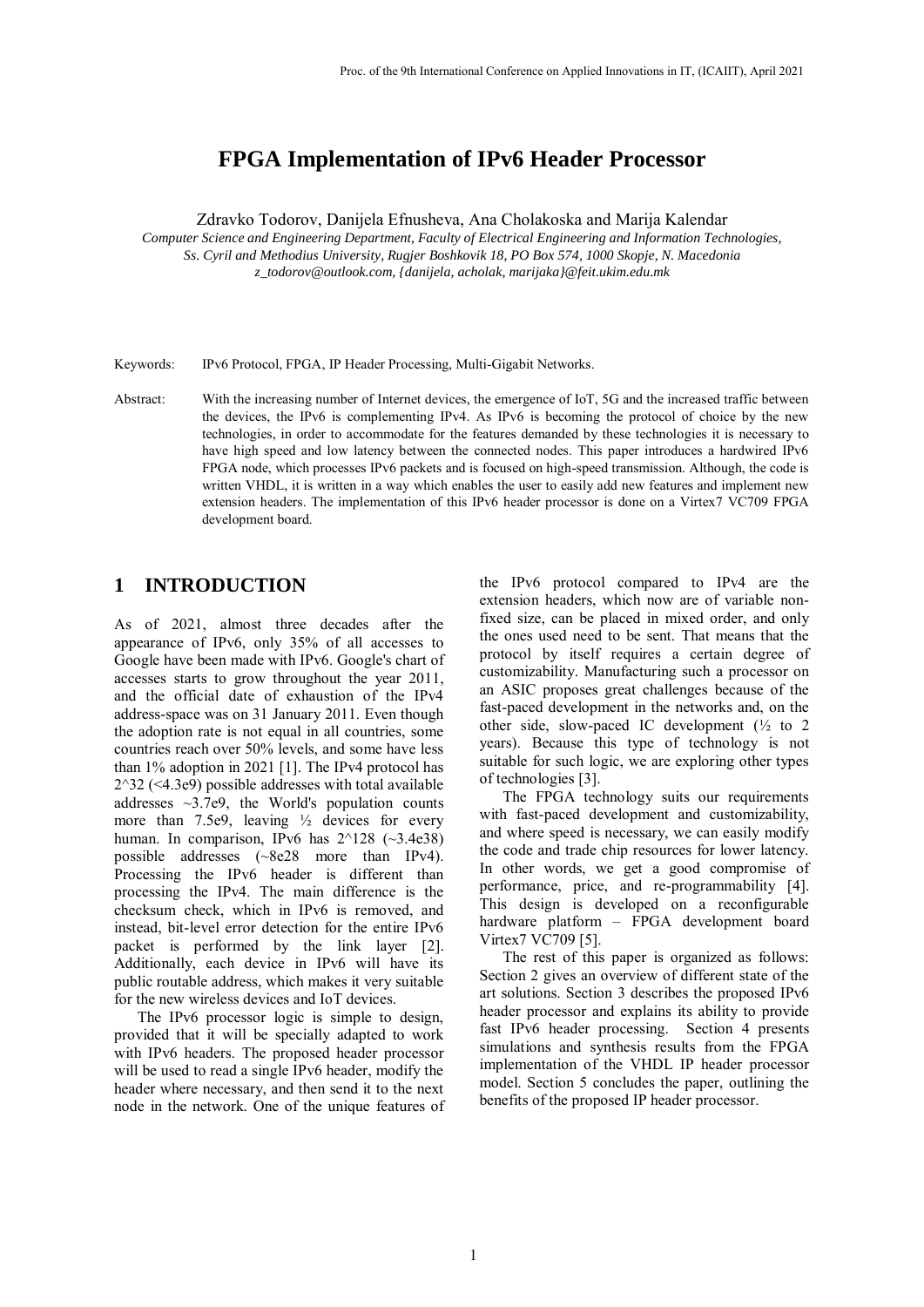# FPGA Implementation of IPv6 Header Processor

Zdravko Todorov, Danijela Efnusheva, Ana Cholakoska and Marija Kalendar

*Computer Science and Engineering Department, Faculty of Electrical Engineering and Information Technologies, Ss. Cyril and Methodius University, Rugjer Boshkovik 18, PO Box 574, 1000 Skopje, N. Macedonia*
*z_todorov@outlook.com, {danijela, acholak, marijaka}@feit.ukim.edu.mk*

Keywords: IPv6 Protocol, FPGA, IP Header Processing, Multi-Gigabit Networks.

Abstract: With the increasing number of Internet devices, the emergence of IoT, 5G and the increased traffic between the devices, the IPv6 is complementing IPv4. As IPv6 is becoming the protocol of choice by the new technologies, in order to accommodate for the features demanded by these technologies it is necessary to have high speed and low latency between the connected nodes. This paper introduces a hardwired IPv6 FPGA node, which processes IPv6 packets and is focused on high-speed transmission. Although, the code is written VHDL, it is written in a way which enables the user to easily add new features and implement new extension headers. The implementation of this IPv6 header processor is done on a Virtex7 VC709 FPGA development board.

## 1 INTRODUCTION

As of 2021, almost three decades after the appearance of IPv6, only 35% of all accesses to Google have been made with IPv6. Google's chart of accesses starts to grow throughout the year 2011, and the official date of exhaustion of the IPv4 address-space was on 31 January 2011. Even though the adoption rate is not equal in all countries, some countries reach over 50% levels, and some have less than 1% adoption in 2021 [1]. The IPv4 protocol has 2^32 (<4.3e9) possible addresses with total available addresses ~3.7e9, the World's population counts more than 7.5e9, leaving ½ devices for every human. In comparison, IPv6 has 2^128 (~3.4e38) possible addresses (~8e28 more than IPv4). Processing the IPv6 header is different than processing the IPv4. The main difference is the checksum check, which in IPv6 is removed, and instead, bit-level error detection for the entire IPv6 packet is performed by the link layer [2]. Additionally, each device in IPv6 will have its public routable address, which makes it very suitable for the new wireless devices and IoT devices.

The IPv6 processor logic is simple to design, provided that it will be specially adapted to work with IPv6 headers. The proposed header processor will be used to read a single IPv6 header, modify the header where necessary, and then send it to the next node in the network. One of the unique features of the IPv6 protocol compared to IPv4 are the extension headers, which now are of variable non-fixed size, can be placed in mixed order, and only the ones used need to be sent. That means that the protocol by itself requires a certain degree of customizability. Manufacturing such a processor on an ASIC proposes great challenges because of the fast-paced development in the networks and, on the other side, slow-paced IC development (½ to 2 years). Because this type of technology is not suitable for such logic, we are exploring other types of technologies [3].

The FPGA technology suits our requirements with fast-paced development and customizability, and where speed is necessary, we can easily modify the code and trade chip resources for lower latency. In other words, we get a good compromise of performance, price, and re-programmability [4]. This design is developed on a reconfigurable hardware platform – FPGA development board Virtex7 VC709 [5].

The rest of this paper is organized as follows: Section 2 gives an overview of different state of the art solutions. Section 3 describes the proposed IPv6 header processor and explains its ability to provide fast IPv6 header processing. Section 4 presents simulations and synthesis results from the FPGA implementation of the VHDL IP header processor model. Section 5 concludes the paper, outlining the benefits of the proposed IP header processor.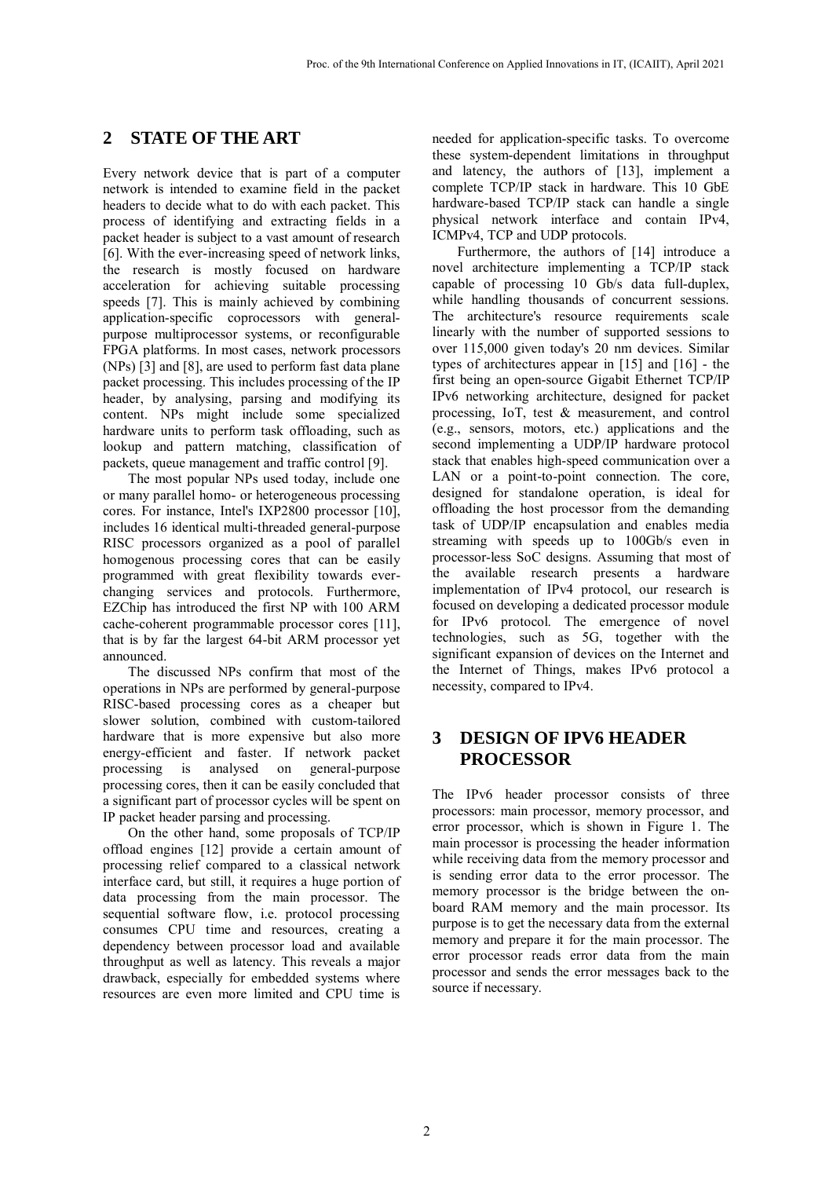## 2 STATE OF THE ART

Every network device that is part of a computer network is intended to examine field in the packet headers to decide what to do with each packet. This process of identifying and extracting fields in a packet header is subject to a vast amount of research [6]. With the ever-increasing speed of network links, the research is mostly focused on hardware acceleration for achieving suitable processing speeds [7]. This is mainly achieved by combining application-specific coprocessors with general-purpose multiprocessor systems, or reconfigurable FPGA platforms. In most cases, network processors (NPs) [3] and [8], are used to perform fast data plane packet processing. This includes processing of the IP header, by analysing, parsing and modifying its content. NPs might include some specialized hardware units to perform task offloading, such as lookup and pattern matching, classification of packets, queue management and traffic control [9].

The most popular NPs used today, include one or many parallel homo- or heterogeneous processing cores. For instance, Intel's IXP2800 processor [10], includes 16 identical multi-threaded general-purpose RISC processors organized as a pool of parallel homogenous processing cores that can be easily programmed with great flexibility towards ever-changing services and protocols. Furthermore, EZChip has introduced the first NP with 100 ARM cache-coherent programmable processor cores [11], that is by far the largest 64-bit ARM processor yet announced.

The discussed NPs confirm that most of the operations in NPs are performed by general-purpose RISC-based processing cores as a cheaper but slower solution, combined with custom-tailored hardware that is more expensive but also more energy-efficient and faster. If network packet processing is analysed on general-purpose processing cores, then it can be easily concluded that a significant part of processor cycles will be spent on IP packet header parsing and processing.

On the other hand, some proposals of TCP/IP offload engines [12] provide a certain amount of processing relief compared to a classical network interface card, but still, it requires a huge portion of data processing from the main processor. The sequential software flow, i.e. protocol processing consumes CPU time and resources, creating a dependency between processor load and available throughput as well as latency. This reveals a major drawback, especially for embedded systems where resources are even more limited and CPU time is needed for application-specific tasks. To overcome these system-dependent limitations in throughput and latency, the authors of [13], implement a complete TCP/IP stack in hardware. This 10 GbE hardware-based TCP/IP stack can handle a single physical network interface and contain IPv4, ICMPv4, TCP and UDP protocols.

Furthermore, the authors of [14] introduce a novel architecture implementing a TCP/IP stack capable of processing 10 Gb/s data full-duplex, while handling thousands of concurrent sessions. The architecture's resource requirements scale linearly with the number of supported sessions to over 115,000 given today's 20 nm devices. Similar types of architectures appear in [15] and [16] - the first being an open-source Gigabit Ethernet TCP/IP IPv6 networking architecture, designed for packet processing, IoT, test & measurement, and control (e.g., sensors, motors, etc.) applications and the second implementing a UDP/IP hardware protocol stack that enables high-speed communication over a LAN or a point-to-point connection. The core, designed for standalone operation, is ideal for offloading the host processor from the demanding task of UDP/IP encapsulation and enables media streaming with speeds up to 100Gb/s even in processor-less SoC designs. Assuming that most of the available research presents a hardware implementation of IPv4 protocol, our research is focused on developing a dedicated processor module for IPv6 protocol. The emergence of novel technologies, such as 5G, together with the significant expansion of devices on the Internet and the Internet of Things, makes IPv6 protocol a necessity, compared to IPv4.

## 3 DESIGN OF IPV6 HEADER PROCESSOR

The IPv6 header processor consists of three processors: main processor, memory processor, and error processor, which is shown in Figure 1. The main processor is processing the header information while receiving data from the memory processor and is sending error data to the error processor. The memory processor is the bridge between the on-board RAM memory and the main processor. Its purpose is to get the necessary data from the external memory and prepare it for the main processor. The error processor reads error data from the main processor and sends the error messages back to the source if necessary.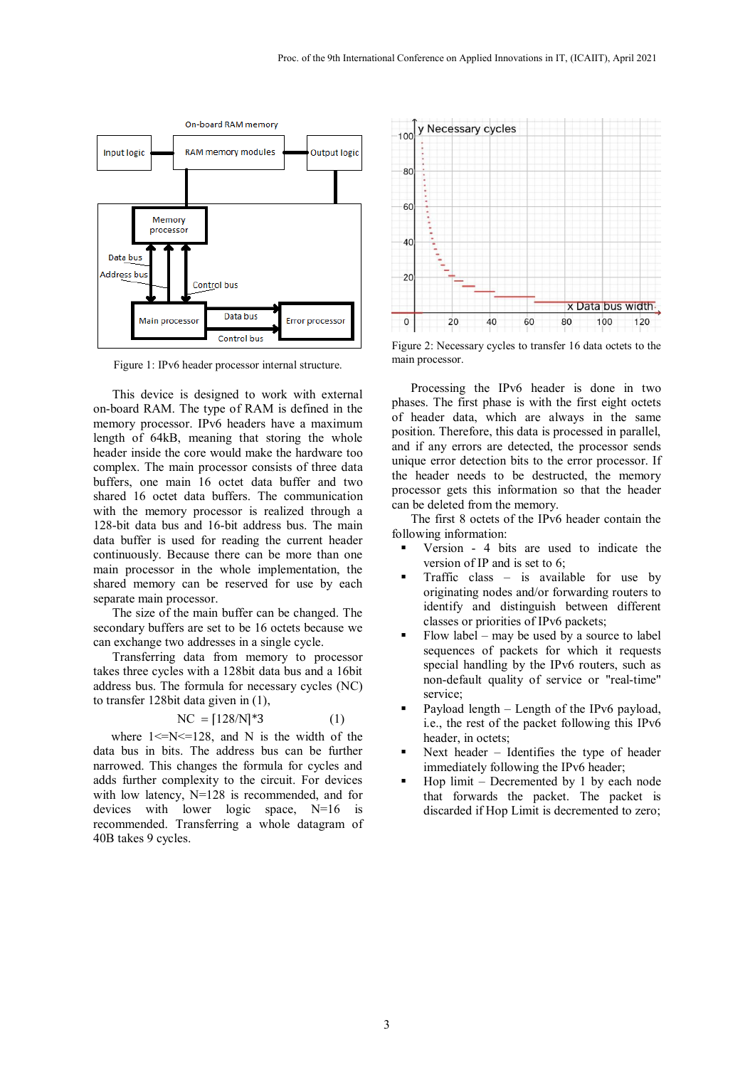Figure 1: IPv6 header processor internal structure.

Figure 2: Necessary cycles to transfer 16 data octets to the main processor.

This device is designed to work with external on-board RAM. The type of RAM is defined in the memory processor. IPv6 headers have a maximum length of 64kB, meaning that storing the whole header inside the core would make the hardware too complex. The main processor consists of three data buffers, one main 16 octet data buffer and two shared 16 octet data buffers. The communication with the memory processor is realized through a 128-bit data bus and 16-bit address bus. The main data buffer is used for reading the current header continuously. Because there can be more than one main processor in the whole implementation, the shared memory can be reserved for use by each separate main processor.

The size of the main buffer can be changed. The secondary buffers are set to be 16 octets because we can exchange two addresses in a single cycle.

Transferring data from memory to processor takes three cycles with a 128bit data bus and a 16bit address bus. The formula for necessary cycles (NC) to transfer 128bit data given in (1),

$$NC = \lceil 128/N \rceil * 3 \quad (1)$$

where $1 <= N <= 128$, and N is the width of the data bus in bits. The address bus can be further narrowed. This changes the formula for cycles and adds further complexity to the circuit. For devices with low latency, N=128 is recommended, and for devices with lower logic space, N=16 is recommended. Transferring a whole datagram of 40B takes 9 cycles.

Processing the IPv6 header is done in two phases. The first phase is with the first eight octets of header data, which are always in the same position. Therefore, this data is processed in parallel, and if any errors are detected, the processor sends unique error detection bits to the error processor. If the header needs to be destructed, the memory processor gets this information so that the header can be deleted from the memory.

The first 8 octets of the IPv6 header contain the following information:

- Version - 4 bits are used to indicate the version of IP and is set to 6;
- Traffic class – is available for use by originating nodes and/or forwarding routers to identify and distinguish between different classes or priorities of IPv6 packets;
- Flow label – may be used by a source to label sequences of packets for which it requests special handling by the IPv6 routers, such as non-default quality of service or "real-time" service;
- Payload length – Length of the IPv6 payload, i.e., the rest of the packet following this IPv6 header, in octets;
- Next header – Identifies the type of header immediately following the IPv6 header;
- Hop limit – Decremented by 1 by each node that forwards the packet. The packet is discarded if Hop Limit is decremented to zero;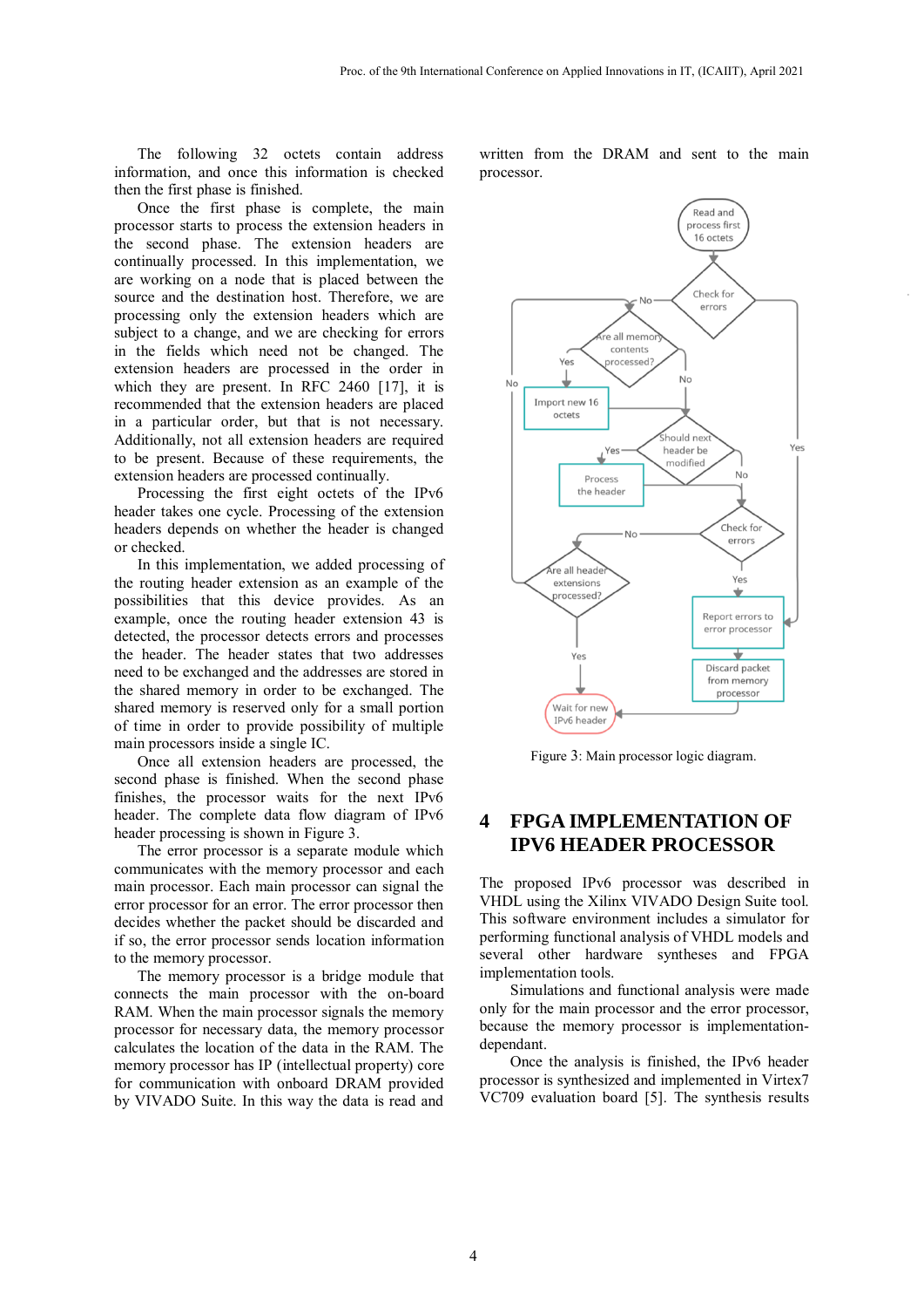The following 32 octets contain address information, and once this information is checked then the first phase is finished.

Once the first phase is complete, the main processor starts to process the extension headers in the second phase. The extension headers are continually processed. In this implementation, we are working on a node that is placed between the source and the destination host. Therefore, we are processing only the extension headers which are subject to a change, and we are checking for errors in the fields which need not be changed. The extension headers are processed in the order in which they are present. In RFC 2460 [17], it is recommended that the extension headers are placed in a particular order, but that is not necessary. Additionally, not all extension headers are required to be present. Because of these requirements, the extension headers are processed continually.

Processing the first eight octets of the IPv6 header takes one cycle. Processing of the extension headers depends on whether the header is changed or checked.

In this implementation, we added processing of the routing header extension as an example of the possibilities that this device provides. As an example, once the routing header extension 43 is detected, the processor detects errors and processes the header. The header states that two addresses need to be exchanged and the addresses are stored in the shared memory in order to be exchanged. The shared memory is reserved only for a small portion of time in order to provide possibility of multiple main processors inside a single IC.

Once all extension headers are processed, the second phase is finished. When the second phase finishes, the processor waits for the next IPv6 header. The complete data flow diagram of IPv6 header processing is shown in Figure 3.

The error processor is a separate module which communicates with the memory processor and each main processor. Each main processor can signal the error processor for an error. The error processor then decides whether the packet should be discarded and if so, the error processor sends location information to the memory processor.

The memory processor is a bridge module that connects the main processor with the on-board RAM. When the main processor signals the memory processor for necessary data, the memory processor calculates the location of the data in the RAM. The memory processor has IP (intellectual property) core for communication with onboard DRAM provided by VIVADO Suite. In this way the data is read and written from the DRAM and sent to the main processor.

Figure 3: Main processor logic diagram.

## 4 FPGA IMPLEMENTATION OF IPV6 HEADER PROCESSOR

The proposed IPv6 processor was described in VHDL using the Xilinx VIVADO Design Suite tool. This software environment includes a simulator for performing functional analysis of VHDL models and several other hardware syntheses and FPGA implementation tools.

Simulations and functional analysis were made only for the main processor and the error processor, because the memory processor is implementation-dependant.

Once the analysis is finished, the IPv6 header processor is synthesized and implemented in Virtex7 VC709 evaluation board [5]. The synthesis results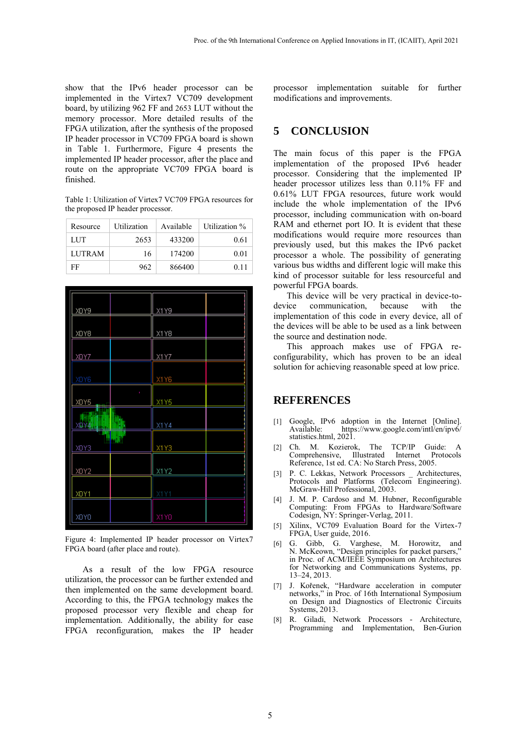show that the IPv6 header processor can be implemented in the Virtex7 VC709 development board, by utilizing 962 FF and 2653 LUT without the memory processor. More detailed results of the FPGA utilization, after the synthesis of the proposed IP header processor in VC709 FPGA board is shown in Table 1. Furthermore, Figure 4 presents the implemented IP header processor, after the place and route on the appropriate VC709 FPGA board is finished.

Table 1: Utilization of Virtex7 VC709 FPGA resources for the proposed IP header processor.

| Resource | Utilization | Available | Utilization % |
|---|---|---|---|
| LUT | 2653 | 433200 | 0.61 |
| LUTRAM | 16 | 174200 | 0.01 |
| FF | 962 | 866400 | 0.11 |

Figure 4: Implemented IP header processor on Virtex7 FPGA board (after place and route).

As a result of the low FPGA resource utilization, the processor can be further extended and then implemented on the same development board. According to this, the FPGA technology makes the proposed processor very flexible and cheap for implementation. Additionally, the ability for ease FPGA reconfiguration, makes the IP header processor implementation suitable for further modifications and improvements.

## 5 CONCLUSION

The main focus of this paper is the FPGA implementation of the proposed IPv6 header processor. Considering that the implemented IP header processor utilizes less than 0.11% FF and 0.61% LUT FPGA resources, future work would include the whole implementation of the IPv6 processor, including communication with on-board RAM and ethernet port IO. It is evident that these modifications would require more resources than previously used, but this makes the IPv6 packet processor a whole. The possibility of generating various bus widths and different logic will make this kind of processor suitable for less resourceful and powerful FPGA boards.

This device will be very practical in device-to-device communication, because with the implementation of this code in every device, all of the devices will be able to be used as a link between the source and destination node.

This approach makes use of FPGA re-configurability, which has proven to be an ideal solution for achieving reasonable speed at low price.

## REFERENCES

[1] Google, IPv6 adoption in the Internet [Online]. Available: https://www.google.com/intl/en/ipv6/statistics.html, 2021.

[2] Ch. M. Kozierok, The TCP/IP Guide: A Comprehensive, Illustrated Internet Protocols Reference, 1st ed. CA: No Starch Press, 2005.

[3] P. C. Lekkas, Network Processors _ Architectures, Protocols and Platforms (Telecom Engineering). McGraw-Hill Professional, 2003.

[4] J. M. P. Cardoso and M. Hubner, Reconfigurable Computing: From FPGAs to Hardware/Software Codesign, NY: Springer-Verlag, 2011.

[5] Xilinx, VC709 Evaluation Board for the Virtex-7 FPGA, User guide, 2016.

[6] G. Gibb, G. Varghese, M. Horowitz, and N. McKeown, "Design principles for packet parsers," in Proc. of ACM/IEEE Symposium on Architectures for Networking and Communications Systems, pp. 13–24, 2013.

[7] J. Kořenek, "Hardware acceleration in computer networks," in Proc. of 16th International Symposium on Design and Diagnostics of Electronic Circuits Systems, 2013.

[8] R. Giladi, Network Processors - Architecture, Programming and Implementation, Ben-Gurion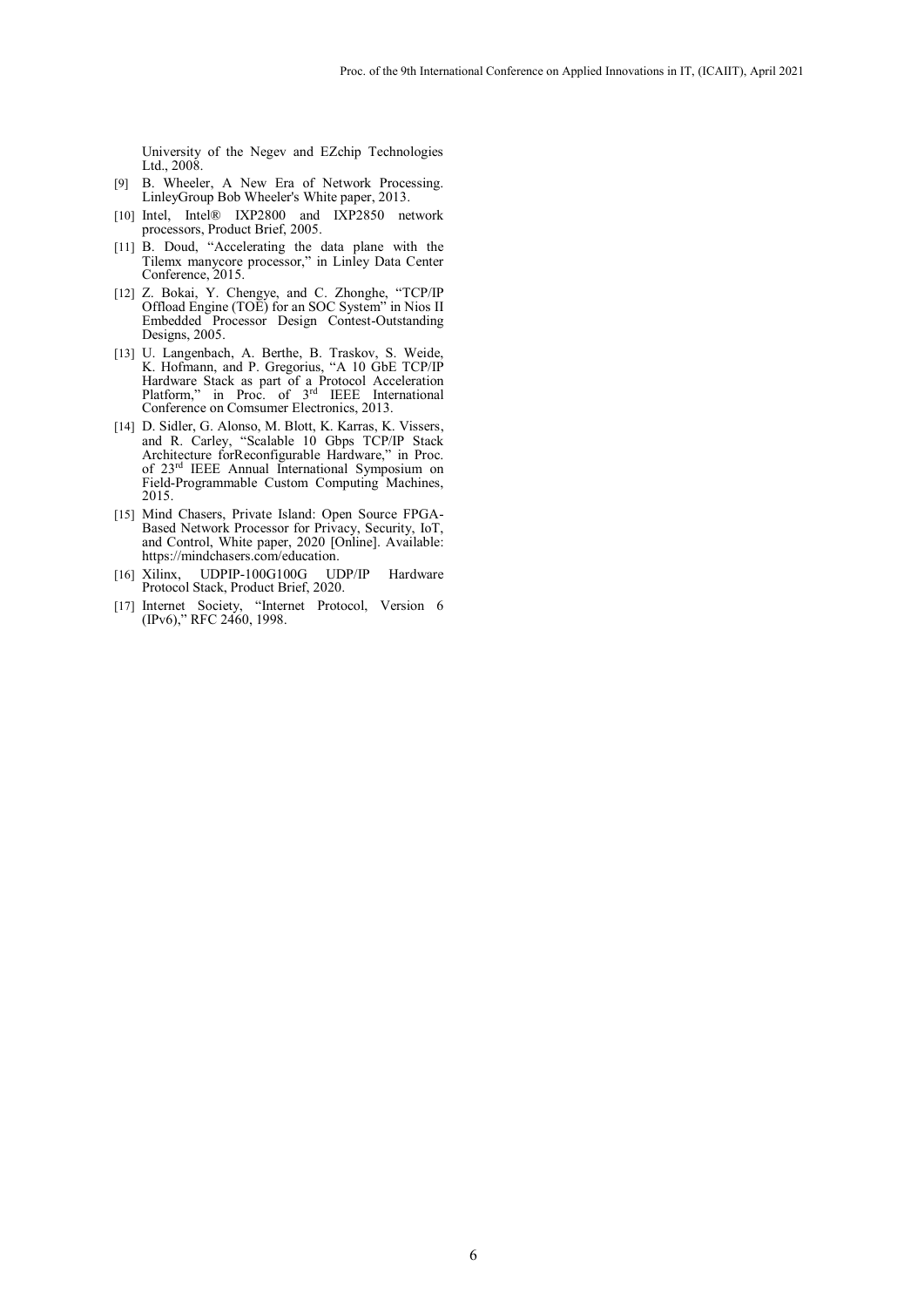University of the Negev and EZchip Technologies Ltd., 2008.

[9] B. Wheeler, A New Era of Network Processing. LinleyGroup Bob Wheeler's White paper, 2013.

[10] Intel, Intel® IXP2800 and IXP2850 network processors, Product Brief, 2005.

[11] B. Doud, "Accelerating the data plane with the Tilemx manycore processor," in Linley Data Center Conference, 2015.

[12] Z. Bokai, Y. Chengye, and C. Zhonghe, "TCP/IP Offload Engine (TOE) for an SOC System" in Nios II Embedded Processor Design Contest-Outstanding Designs, 2005.

[13] U. Langenbach, A. Berthe, B. Traskov, S. Weide, K. Hofmann, and P. Gregorius, "A 10 GbE TCP/IP Hardware Stack as part of a Protocol Acceleration Platform," in Proc. of 3rd IEEE International Conference on Comsumer Electronics, 2013.

[14] D. Sidler, G. Alonso, M. Blott, K. Karras, K. Vissers, and R. Carley, "Scalable 10 Gbps TCP/IP Stack Architecture forReconfigurable Hardware," in Proc. of 23rd IEEE Annual International Symposium on Field-Programmable Custom Computing Machines, 2015.

[15] Mind Chasers, Private Island: Open Source FPGA-Based Network Processor for Privacy, Security, IoT, and Control, White paper, 2020 [Online]. Available: https://mindchasers.com/education.

[16] Xilinx, UDPIP-100G100G UDP/IP Hardware Protocol Stack, Product Brief, 2020.

[17] Internet Society, "Internet Protocol, Version 6 (IPv6)," RFC 2460, 1998.